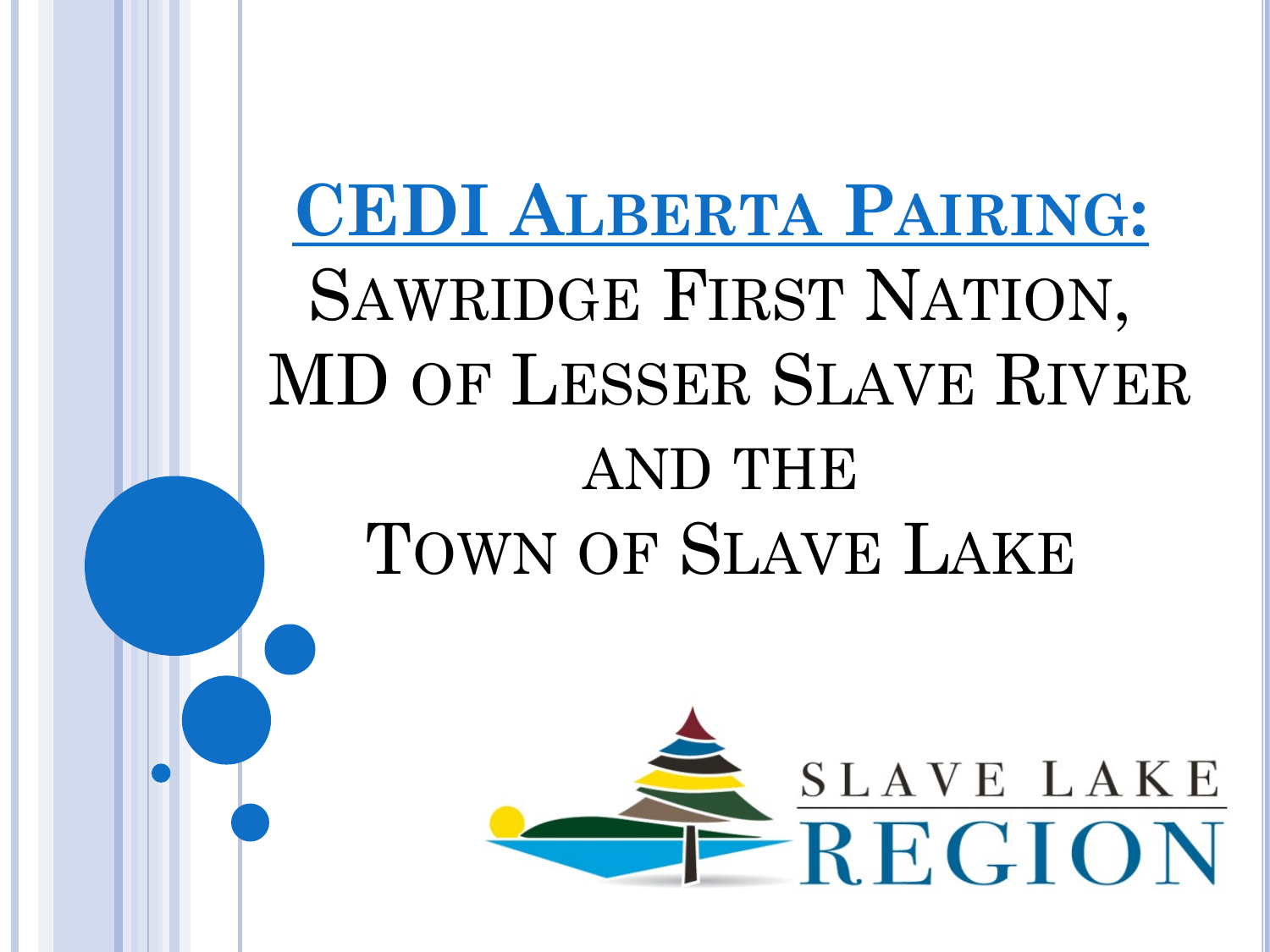# CEDI Alberta Pairing:

## Sawridge First Nation, MD of Lesser Slave River and the Town of Slave Lake

SLAVE LAKE REGION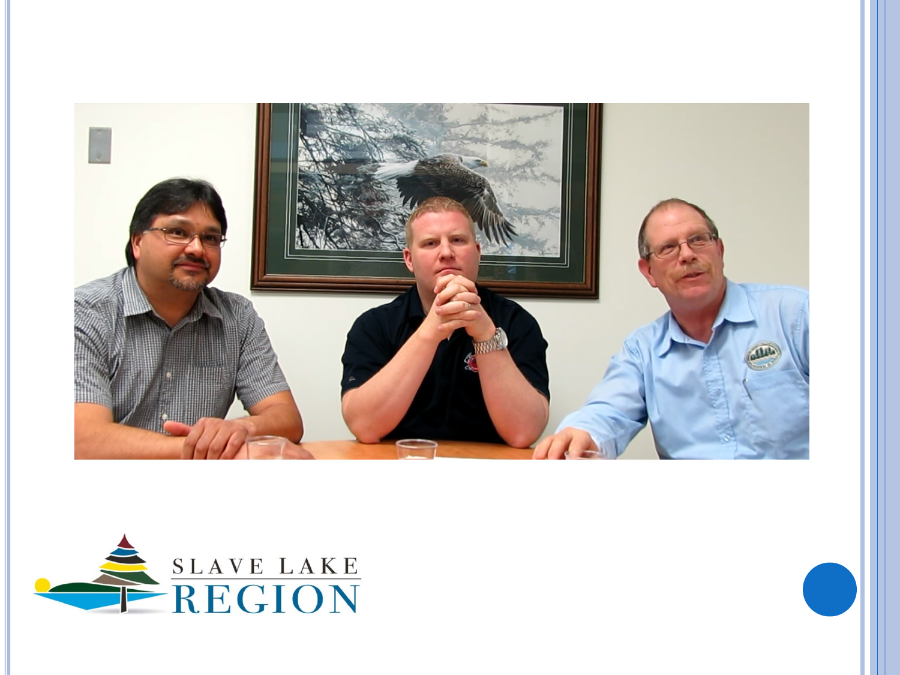SLAVE LAKE
REGION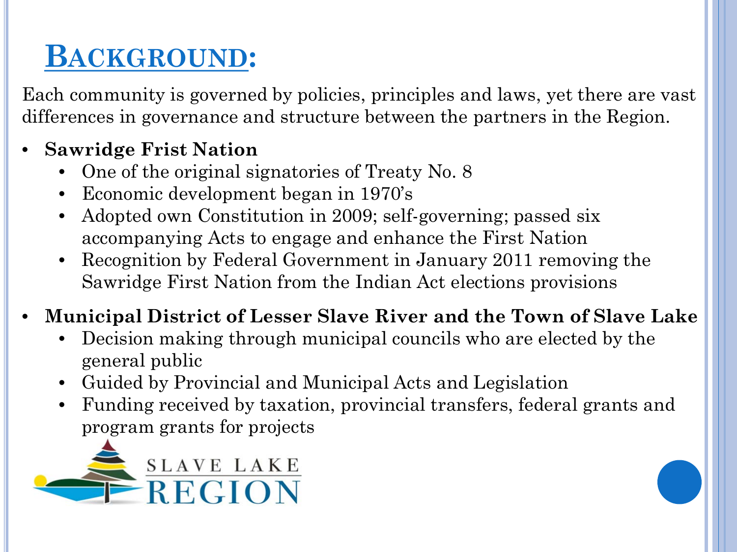# BACKGROUND:

Each community is governed by policies, principles and laws, yet there are vast differences in governance and structure between the partners in the Region.

- **Sawridge Frist Nation**
  - One of the original signatories of Treaty No. 8
  - Economic development began in 1970's
  - Adopted own Constitution in 2009; self-governing; passed six accompanying Acts to engage and enhance the First Nation
  - Recognition by Federal Government in January 2011 removing the Sawridge First Nation from the Indian Act elections provisions
- **Municipal District of Lesser Slave River and the Town of Slave Lake**
  - Decision making through municipal councils who are elected by the general public
  - Guided by Provincial and Municipal Acts and Legislation
  - Funding received by taxation, provincial transfers, federal grants and program grants for projects

SLAVE LAKE REGION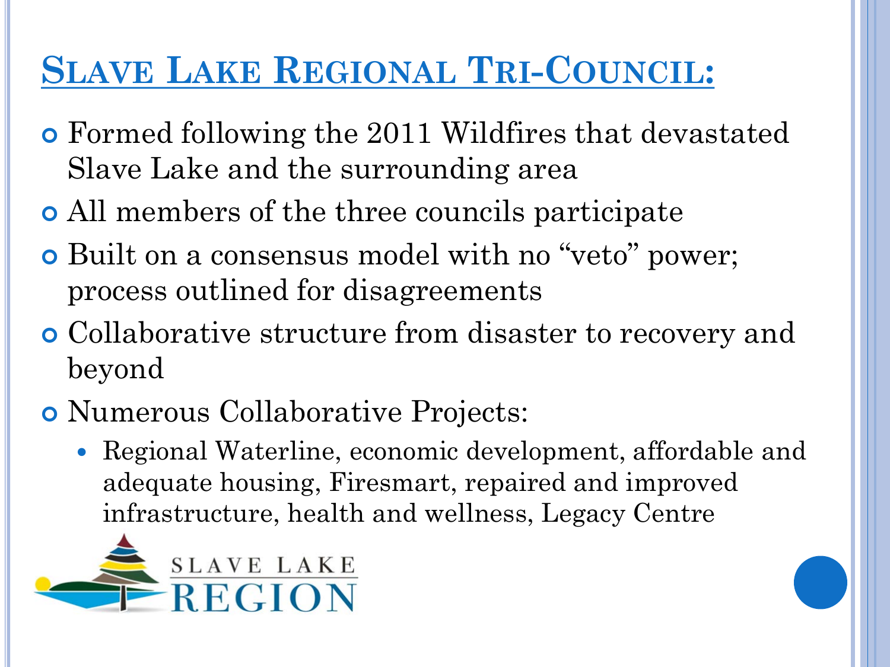# Slave Lake Regional Tri-Council:

- Formed following the 2011 Wildfires that devastated Slave Lake and the surrounding area
- All members of the three councils participate
- Built on a consensus model with no "veto" power; process outlined for disagreements
- Collaborative structure from disaster to recovery and beyond
- Numerous Collaborative Projects:
  - Regional Waterline, economic development, affordable and adequate housing, Firesmart, repaired and improved infrastructure, health and wellness, Legacy Centre

SLAVE LAKE REGION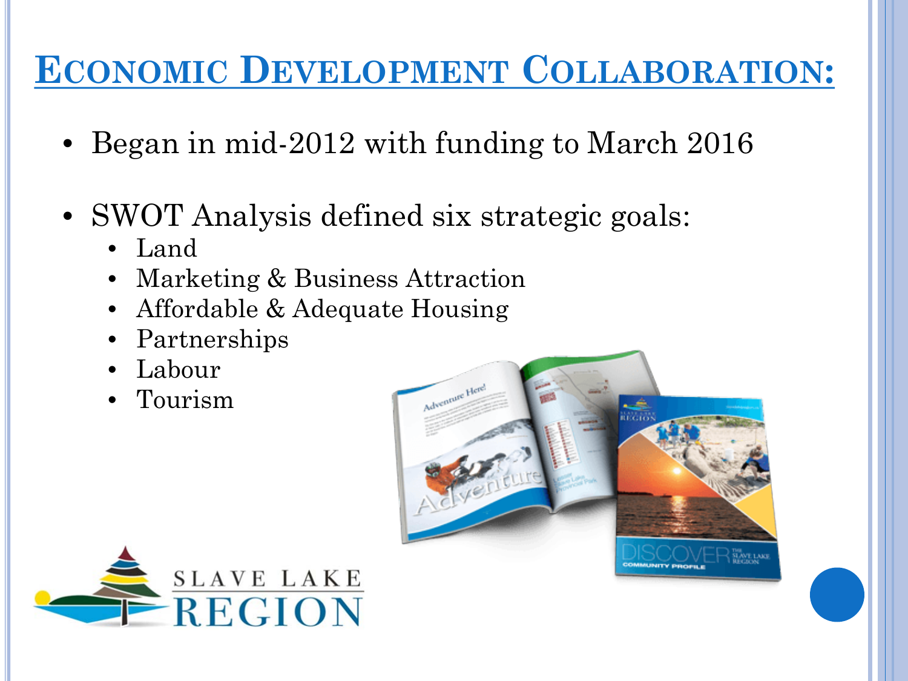# Economic Development Collaboration:

- Began in mid-2012 with funding to March 2016
- SWOT Analysis defined six strategic goals:
  - Land
  - Marketing & Business Attraction
  - Affordable & Adequate Housing
  - Partnerships
  - Labour
  - Tourism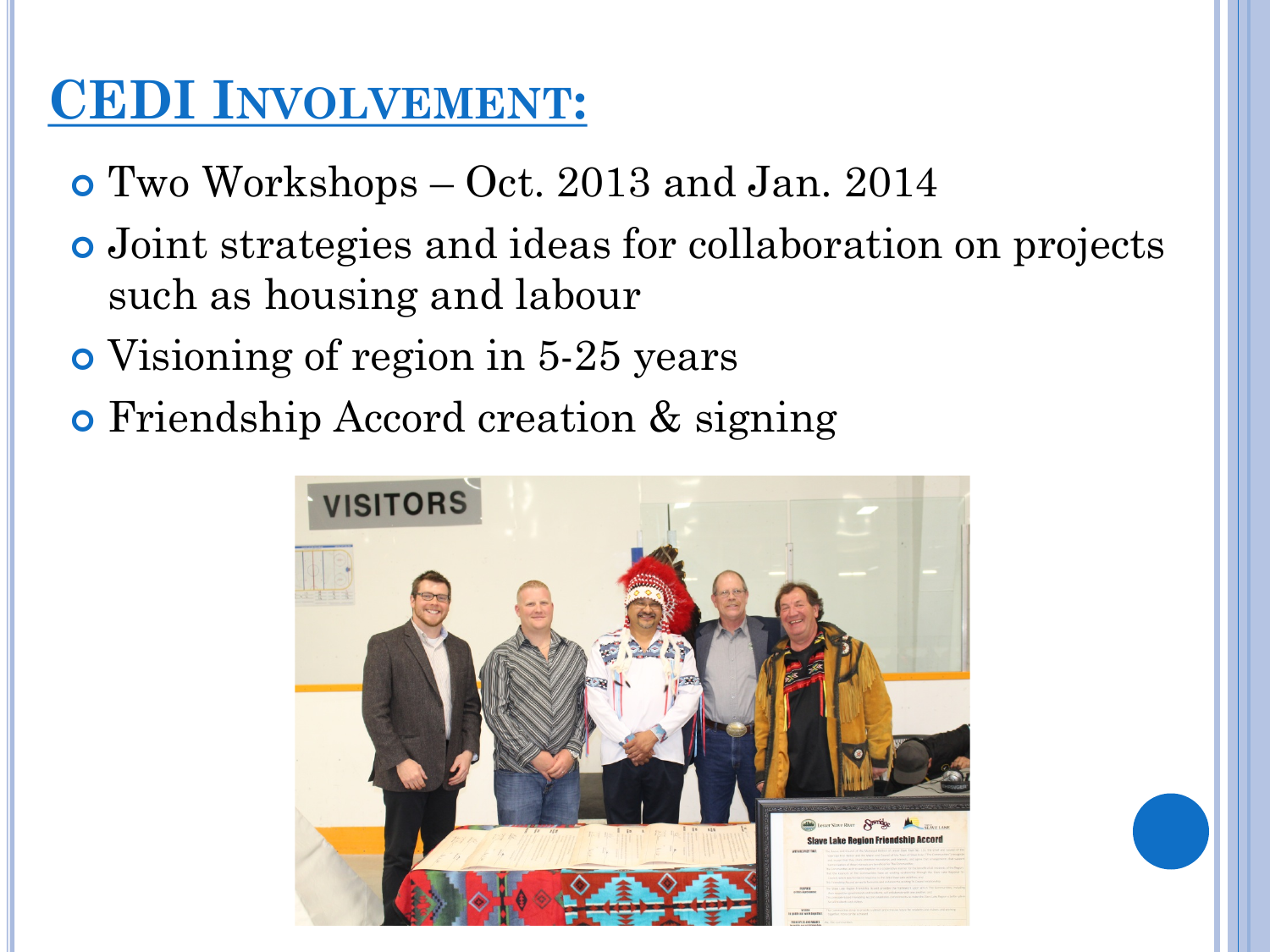# CEDI Involvement:

- Two Workshops – Oct. 2013 and Jan. 2014
- Joint strategies and ideas for collaboration on projects such as housing and labour
- Visioning of region in 5-25 years
- Friendship Accord creation & signing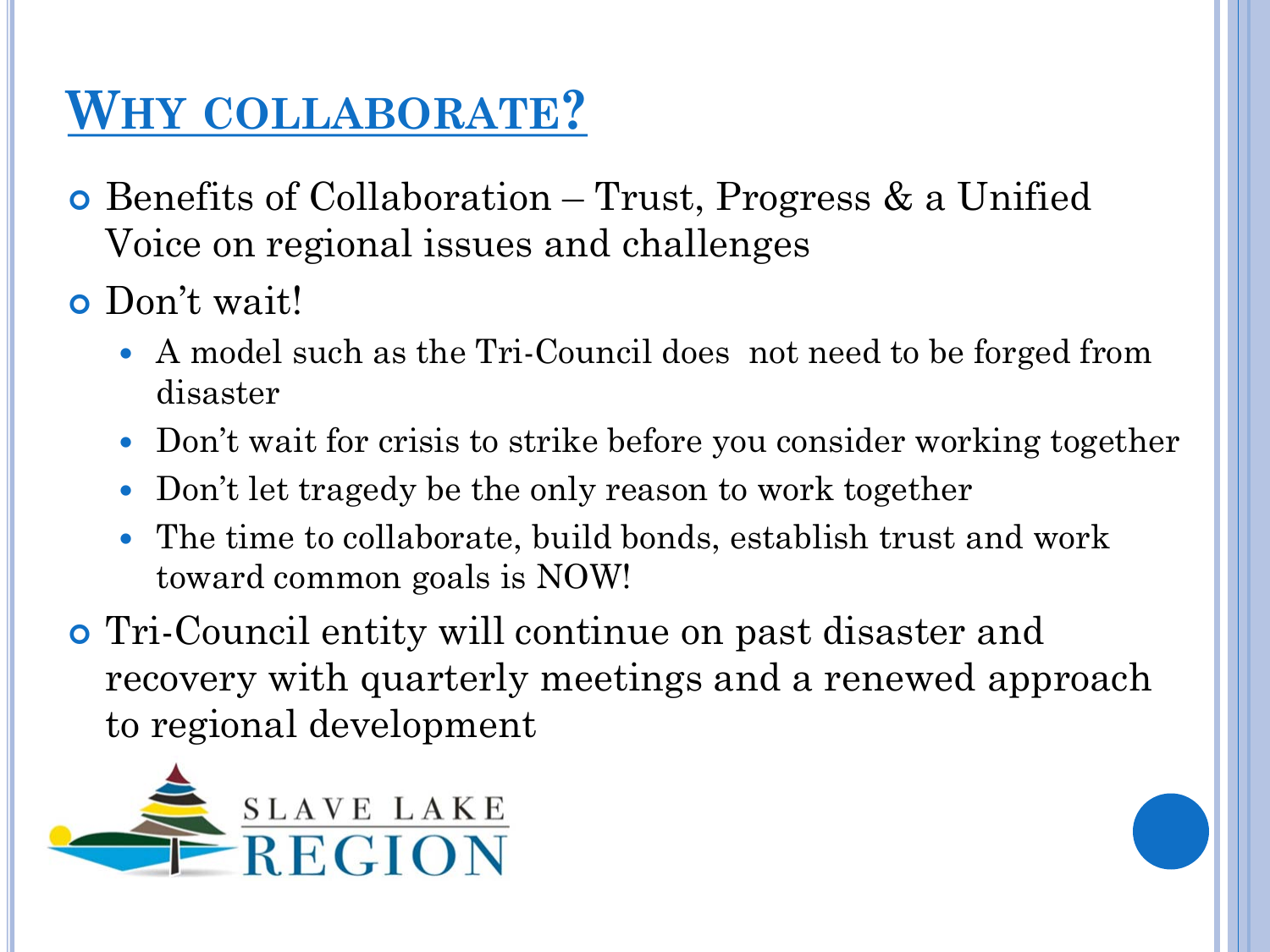# Why collaborate?

- Benefits of Collaboration – Trust, Progress & a Unified Voice on regional issues and challenges
- Don't wait!
  - A model such as the Tri-Council does not need to be forged from disaster
  - Don't wait for crisis to strike before you consider working together
  - Don't let tragedy be the only reason to work together
  - The time to collaborate, build bonds, establish trust and work toward common goals is NOW!
- Tri-Council entity will continue on past disaster and recovery with quarterly meetings and a renewed approach to regional development

SLAVE LAKE REGION